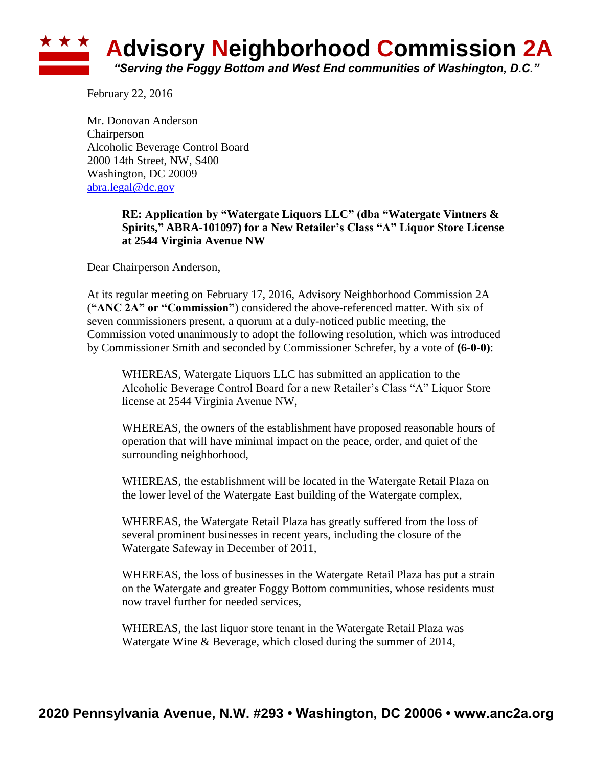# Advisory Neighborhood Commission 2A

*"Serving the Foggy Bottom and West End communities of Washington, D.C."*

February 22, 2016

Mr. Donovan Anderson
Chairperson
Alcoholic Beverage Control Board
2000 14th Street, NW, S400
Washington, DC 20009
abra.legal@dc.gov

**RE: Application by "Watergate Liquors LLC" (dba "Watergate Vintners & Spirits," ABRA-101097) for a New Retailer's Class "A" Liquor Store License at 2544 Virginia Avenue NW**

Dear Chairperson Anderson,

At its regular meeting on February 17, 2016, Advisory Neighborhood Commission 2A (**"ANC 2A" or "Commission"**) considered the above-referenced matter. With six of seven commissioners present, a quorum at a duly-noticed public meeting, the Commission voted unanimously to adopt the following resolution, which was introduced by Commissioner Smith and seconded by Commissioner Schrefer, by a vote of **(6-0-0)**:

> WHEREAS, Watergate Liquors LLC has submitted an application to the Alcoholic Beverage Control Board for a new Retailer's Class "A" Liquor Store license at 2544 Virginia Avenue NW,
>
> WHEREAS, the owners of the establishment have proposed reasonable hours of operation that will have minimal impact on the peace, order, and quiet of the surrounding neighborhood,
>
> WHEREAS, the establishment will be located in the Watergate Retail Plaza on the lower level of the Watergate East building of the Watergate complex,
>
> WHEREAS, the Watergate Retail Plaza has greatly suffered from the loss of several prominent businesses in recent years, including the closure of the Watergate Safeway in December of 2011,
>
> WHEREAS, the loss of businesses in the Watergate Retail Plaza has put a strain on the Watergate and greater Foggy Bottom communities, whose residents must now travel further for needed services,
>
> WHEREAS, the last liquor store tenant in the Watergate Retail Plaza was Watergate Wine & Beverage, which closed during the summer of 2014,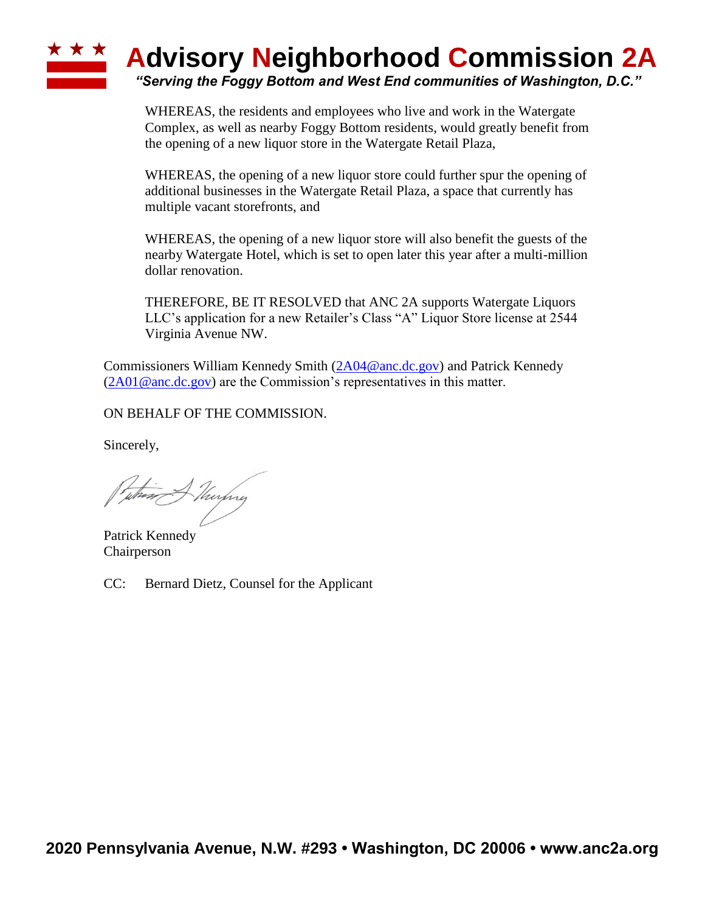WHEREAS, the residents and employees who live and work in the Watergate Complex, as well as nearby Foggy Bottom residents, would greatly benefit from the opening of a new liquor store in the Watergate Retail Plaza,

WHEREAS, the opening of a new liquor store could further spur the opening of additional businesses in the Watergate Retail Plaza, a space that currently has multiple vacant storefronts, and

WHEREAS, the opening of a new liquor store will also benefit the guests of the nearby Watergate Hotel, which is set to open later this year after a multi-million dollar renovation.

THEREFORE, BE IT RESOLVED that ANC 2A supports Watergate Liquors LLC's application for a new Retailer's Class "A" Liquor Store license at 2544 Virginia Avenue NW.

Commissioners William Kennedy Smith (2A04@anc.dc.gov) and Patrick Kennedy (2A01@anc.dc.gov) are the Commission's representatives in this matter.

ON BEHALF OF THE COMMISSION.

Sincerely,

Patrick Kennedy
Chairperson

CC: Bernard Dietz, Counsel for the Applicant